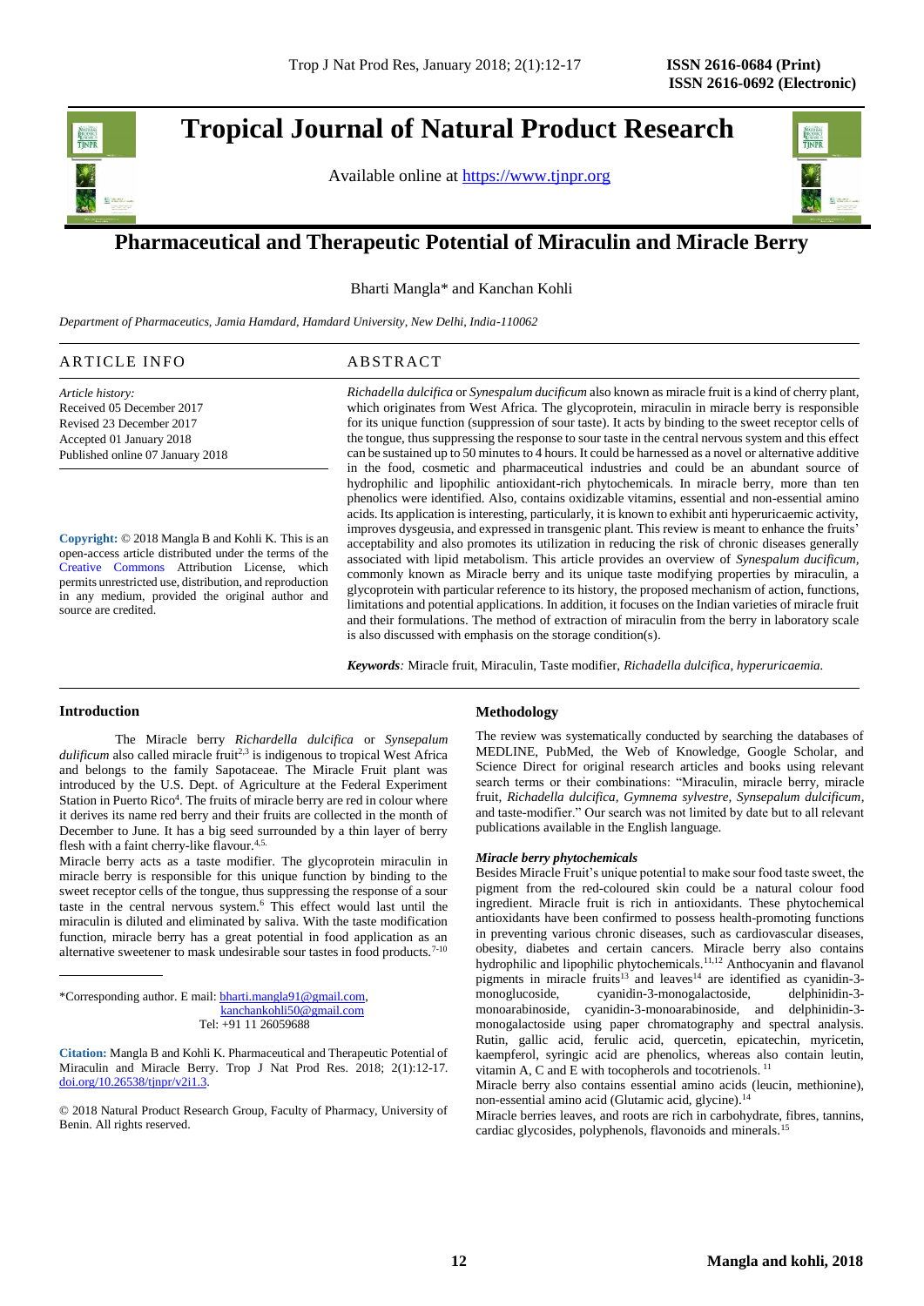# Tropical Journal of Natural Product Research

Available online at https://www.tjnpr.org

## Pharmaceutical and Therapeutic Potential of Miraculin and Miracle Berry

Bharti Mangla* and Kanchan Kohli

*Department of Pharmaceutics, Jamia Hamdard, Hamdard University, New Delhi, India-110062*

### ARTICLE INFO

*Article history:*
Received 05 December 2017
Revised 23 December 2017
Accepted 01 January 2018
Published online 07 January 2018

**Copyright:** © 2018 Mangla B and Kohli K. This is an open-access article distributed under the terms of the Creative Commons Attribution License, which permits unrestricted use, distribution, and reproduction in any medium, provided the original author and source are credited.

### ABSTRACT

*Richadella dulcifica* or *Synsepalum ducificum* also known as miracle fruit is a kind of cherry plant, which originates from West Africa. The glycoprotein, miraculin in miracle berry is responsible for its unique function (suppression of sour taste). It acts by binding to the sweet receptor cells of the tongue, thus suppressing the response to sour taste in the central nervous system and this effect can be sustained up to 50 minutes to 4 hours. It could be harnessed as a novel or alternative additive in the food, cosmetic and pharmaceutical industries and could be an abundant source of hydrophilic and lipophilic antioxidant-rich phytochemicals. In miracle berry, more than ten phenolics were identified. Also, contains oxidizable vitamins, essential and non-essential amino acids. Its application is interesting, particularly, it is known to exhibit anti hyperuricaemic activity, improves dysgeusia, and expressed in transgenic plant. This review is meant to enhance the fruits' acceptability and also promotes its utilization in reducing the risk of chronic diseases generally associated with lipid metabolism. This article provides an overview of *Synespalum ducificum*, commonly known as Miracle berry and its unique taste modifying properties by miraculin, a glycoprotein with particular reference to its history, the proposed mechanism of action, functions, limitations and potential applications. In addition, it focuses on the Indian varieties of miracle fruit and their formulations. The method of extraction of miraculin from the berry in laboratory scale is also discussed with emphasis on the storage condition(s).

***Keywords**:* Miracle fruit, Miraculin, Taste modifier, *Richadella dulcifica*, *hyperuricaemia.*

## Introduction

The Miracle berry *Richardella dulcifica* or *Synsepalum dulificum* also called miracle fruit[2,3] is indigenous to tropical West Africa and belongs to the family Sapotaceae. The Miracle Fruit plant was introduced by the U.S. Dept. of Agriculture at the Federal Experiment Station in Puerto Rico[4]. The fruits of miracle berry are red in colour where it derives its name red berry and their fruits are collected in the month of December to June. It has a big seed surrounded by a thin layer of berry flesh with a faint cherry-like flavour.[4,5.]

Miracle berry acts as a taste modifier. The glycoprotein miraculin in miracle berry is responsible for this unique function by binding to the sweet receptor cells of the tongue, thus suppressing the response of a sour taste in the central nervous system.[6] This effect would last until the miraculin is diluted and eliminated by saliva. With the taste modification function, miracle berry has a great potential in food application as an alternative sweetener to mask undesirable sour tastes in food products.[7-10]

*Corresponding author. E mail: bharti.mangla91@gmail.com, kanchankohli50@gmail.com
Tel: +91 11 26059688

**Citation:** Mangla B and Kohli K. Pharmaceutical and Therapeutic Potential of Miraculin and Miracle Berry. Trop J Nat Prod Res. 2018; 2(1):12-17. doi.org/10.26538/tjnpr/v2i1.3.

© 2018 Natural Product Research Group, Faculty of Pharmacy, University of Benin. All rights reserved.

## Methodology

The review was systematically conducted by searching the databases of MEDLINE, PubMed, the Web of Knowledge, Google Scholar, and Science Direct for original research articles and books using relevant search terms or their combinations: "Miraculin, miracle berry, miracle fruit, *Richadella dulcifica, Gymnema sylvestre, Synsepalum dulcificum*, and taste-modifier." Our search was not limited by date but to all relevant publications available in the English language.

### *Miracle berry phytochemicals*

Besides Miracle Fruit's unique potential to make sour food taste sweet, the pigment from the red-coloured skin could be a natural colour food ingredient. Miracle fruit is rich in antioxidants. These phytochemical antioxidants have been confirmed to possess health-promoting functions in preventing various chronic diseases, such as cardiovascular diseases, obesity, diabetes and certain cancers. Miracle berry also contains hydrophilic and lipophilic phytochemicals.[11,12] Anthocyanin and flavanol pigments in miracle fruits[13] and leaves[14] are identified as cyanidin-3-monoglucoside, cyanidin-3-monogalactoside, delphinidin-3-monoarabinoside, cyanidin-3-monoarabinoside, and delphinidin-3-monogalactoside using paper chromatography and spectral analysis. Rutin, gallic acid, ferulic acid, quercetin, epicatechin, myricetin, kaempferol, syringic acid are phenolics, whereas also contain leutin, vitamin A, C and E with tocopherols and tocotrienols. [11]

Miracle berry also contains essential amino acids (leucin, methionine), non-essential amino acid (Glutamic acid, glycine).[14]

Miracle berries leaves, and roots are rich in carbohydrate, fibres, tannins, cardiac glycosides, polyphenols, flavonoids and minerals.[15]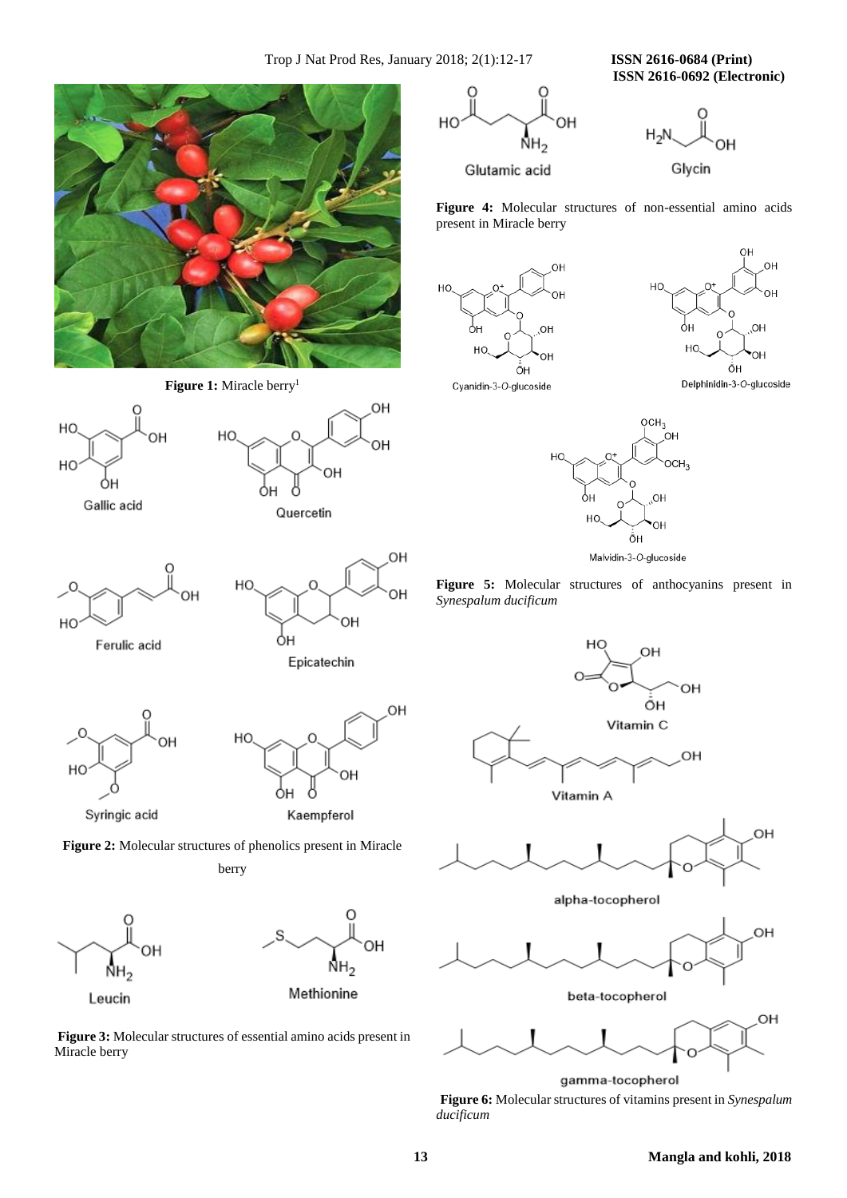**Figure 1:** Miracle berry[1]

**Figure 2:** Molecular structures of phenolics present in Miracle berry

**Figure 3:** Molecular structures of essential amino acids present in Miracle berry

**Figure 4:** Molecular structures of non-essential amino acids present in Miracle berry

**Figure 5:** Molecular structures of anthocyanins present in *Synespalum ducificum*

**Figure 6:** Molecular structures of vitamins present in *Synespalum ducificum*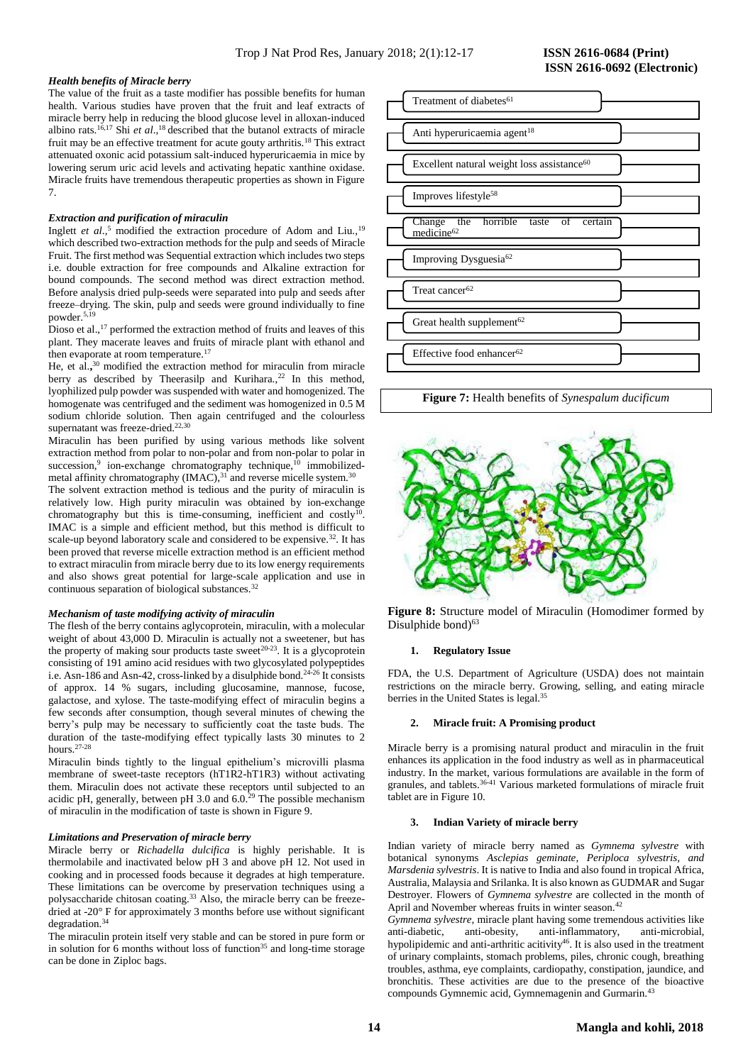### *Health benefits of Miracle berry*

The value of the fruit as a taste modifier has possible benefits for human health. Various studies have proven that the fruit and leaf extracts of miracle berry help in reducing the blood glucose level in alloxan-induced albino rats.[16,17] Shi *et al*.,[18] described that the butanol extracts of miracle fruit may be an effective treatment for acute gouty arthritis.[18] This extract attenuated oxonic acid potassium salt-induced hyperuricaemia in mice by lowering serum uric acid levels and activating hepatic xanthine oxidase. Miracle fruits have tremendous therapeutic properties as shown in Figure 7.

### *Extraction and purification of miraculin*

Inglett *et al*.,[5] modified the extraction procedure of Adom and Liu.,[19] which described two-extraction methods for the pulp and seeds of Miracle Fruit. The first method was Sequential extraction which includes two steps i.e. double extraction for free compounds and Alkaline extraction for bound compounds. The second method was direct extraction method. Before analysis dried pulp-seeds were separated into pulp and seeds after freeze–drying. The skin, pulp and seeds were ground individually to fine powder.[5,19]

Dioso et al.,[17] performed the extraction method of fruits and leaves of this plant. They macerate leaves and fruits of miracle plant with ethanol and then evaporate at room temperature.[17]

He, et al.,[30] modified the extraction method for miraculin from miracle berry as described by Theerasilp and Kurihara.,[22] In this method, lyophilized pulp powder was suspended with water and homogenized. The homogenate was centrifuged and the sediment was homogenized in 0.5 M sodium chloride solution. Then again centrifuged and the colourless supernatant was freeze-dried.[22,30]

Miraculin has been purified by using various methods like solvent extraction method from polar to non-polar and from non-polar to polar in succession,[9] ion-exchange chromatography technique,[10] immobilized-metal affinity chromatography (IMAC),[31] and reverse micelle system.[30]

The solvent extraction method is tedious and the purity of miraculin is relatively low. High purity miraculin was obtained by ion-exchange chromatography but this is time-consuming, inefficient and costly[10]. IMAC is a simple and efficient method, but this method is difficult to scale-up beyond laboratory scale and considered to be expensive.[32]. It has been proved that reverse micelle extraction method is an efficient method to extract miraculin from miracle berry due to its low energy requirements and also shows great potential for large-scale application and use in continuous separation of biological substances.[32]

### *Mechanism of taste modifying activity of miraculin*

The flesh of the berry contains aglycoprotein, miraculin, with a molecular weight of about 43,000 D. Miraculin is actually not a sweetener, but has the property of making sour products taste sweet[20-23]. It is a glycoprotein consisting of 191 amino acid residues with two glycosylated polypeptides i.e. Asn-186 and Asn-42, cross-linked by a disulphide bond.[24-26] It consists of approx. 14 % sugars, including glucosamine, mannose, fucose, galactose, and xylose. The taste-modifying effect of miraculin begins a few seconds after consumption, though several minutes of chewing the berry's pulp may be necessary to sufficiently coat the taste buds. The duration of the taste-modifying effect typically lasts 30 minutes to 2 hours.[27-28]

Miraculin binds tightly to the lingual epithelium's microvilli plasma membrane of sweet-taste receptors (hT1R2-hT1R3) without activating them. Miraculin does not activate these receptors until subjected to an acidic pH, generally, between pH 3.0 and 6.0.[29] The possible mechanism of miraculin in the modification of taste is shown in Figure 9.

### *Limitations and Preservation of miracle berry*

Miracle berry or *Richadella dulcifica* is highly perishable. It is thermolabile and inactivated below pH 3 and above pH 12. Not used in cooking and in processed foods because it degrades at high temperature. These limitations can be overcome by preservation techniques using a polysaccharide chitosan coating.[33] Also, the miracle berry can be freeze-dried at -20° F for approximately 3 months before use without significant degradation.[34]

The miraculin protein itself very stable and can be stored in pure form or in solution for 6 months without loss of function[35] and long-time storage can be done in Ziploc bags.

- Treatment of diabetes[61]
- Anti hyperuricaemia agent[18]
- Excellent natural weight loss assistance[60]
- Improves lifestyle[58]
- Change the horrible taste of certain medicine[62]
- Improving Dysguesia[62]
- Treat cancer[62]
- Great health supplement[62]
- Effective food enhancer[62]

**Figure 7:** Health benefits of *Synespalum duc*i*ficum*

**Figure 8:** Structure model of Miraculin (Homodimer formed by Disulphide bond)[63]

#### 1. Regulatory Issue

FDA, the U.S. Department of Agriculture (USDA) does not maintain restrictions on the miracle berry. Growing, selling, and eating miracle berries in the United States is legal.[35]

#### 2. Miracle fruit: A Promising product

Miracle berry is a promising natural product and miraculin in the fruit enhances its application in the food industry as well as in pharmaceutical industry. In the market, various formulations are available in the form of granules, and tablets.[36-41] Various marketed formulations of miracle fruit tablet are in Figure 10.

#### 3. Indian Variety of miracle berry

Indian variety of miracle berry named as *Gymnema sylvestre* with botanical synonyms *Asclepias geminate*, *Periploca sylvestris*, *and Marsdenia sylvestris*. It is native to India and also found in tropical Africa, Australia, Malaysia and Srilanka. It is also known as GUDMAR and Sugar Destroyer. Flowers of *Gymnema sylvestre* are collected in the month of April and November whereas fruits in winter season.[42]

*Gymnema sylvestre*, miracle plant having some tremendous activities like anti-diabetic, anti-obesity, anti-inflammatory, anti-microbial, hypolipidemic and anti-arthritic acitivity[46]. It is also used in the treatment of urinary complaints, stomach problems, piles, chronic cough, breathing troubles, asthma, eye complaints, cardiopathy, constipation, jaundice, and bronchitis. These activities are due to the presence of the bioactive compounds Gymnemic acid, Gymnemagenin and Gurmarin.[43]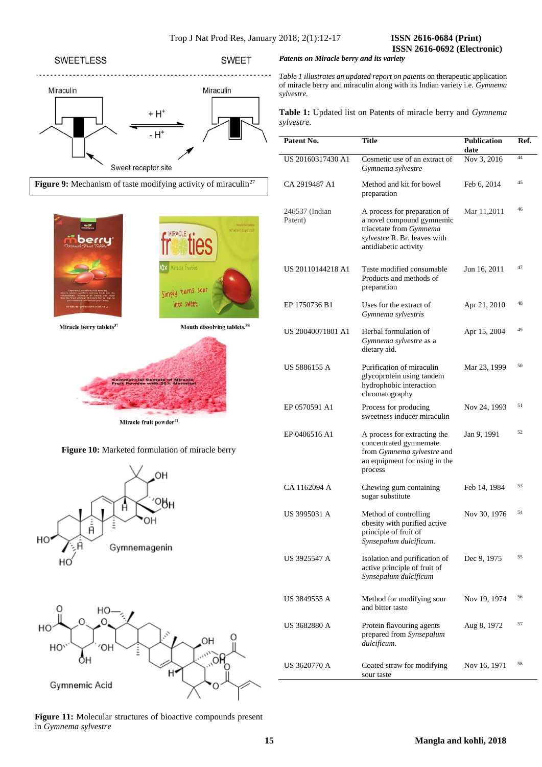**Figure 9:** Mechanism of taste modifying activity of miraculin[27]

**Figure 10:** Marketed formulation of miracle berry

**Figure 11:** Molecular structures of bioactive compounds present in *Gymnema sylvestre*

***Patents on Miracle berry and its variety***

*Table 1 illustrates an updated report on patents* on therapeutic application of miracle berry and miraculin along with its Indian variety i.e. *Gymnema sylvestre.*

**Table 1:** Updated list on Patents of miracle berry and *Gymnema sylvestre.*

| Patent No. | Title | Publication date | Ref. |
|---|---|---|---|
| US 20160317430 A1 | Cosmetic use of an extract of *Gymnema sylvestre* | Nov 3, 2016 | 44 |
| CA 2919487 A1 | Method and kit for bowel preparation | Feb 6, 2014 | 45 |
| 246537 (Indian Patent) | A process for preparation of a novel compound gymnemic triacetate from *Gymnema sylvestre* R. Br. leaves with antidiabetic activity | Mar 11,2011 | 46 |
| US 20110144218 A1 | Taste modified consumable Products and methods of preparation | Jun 16, 2011 | 47 |
| EP 1750736 B1 | Uses for the extract of *Gymnema sylvestris* | Apr 21, 2010 | 48 |
| US 20040071801 A1 | Herbal formulation of *Gymnema sylvestre* as a dietary aid. | Apr 15, 2004 | 49 |
| US 5886155 A | Purification of miraculin glycoprotein using tandem hydrophobic interaction chromatography | Mar 23, 1999 | 50 |
| EP 0570591 A1 | Process for producing sweetness inducer miraculin | Nov 24, 1993 | 51 |
| EP 0406516 A1 | A process for extracting the concentrated gymnemate from *Gymnema sylvestre* and an equipment for using in the process | Jan 9, 1991 | 52 |
| CA 1162094 A | Chewing gum containing sugar substitute | Feb 14, 1984 | 53 |
| US 3995031 A | Method of controlling obesity with purified active principle of fruit of *Synsepalum dulcificum.* | Nov 30, 1976 | 54 |
| US 3925547 A | Isolation and purification of active principle of fruit of *Synsepalum dulcificum* | Dec 9, 1975 | 55 |
| US 3849555 A | Method for modifying sour and bitter taste | Nov 19, 1974 | 56 |
| US 3682880 A | Protein flavouring agents prepared from *Synsepalum dulcificum.* | Aug 8, 1972 | 57 |
| US 3620770 A | Coated straw for modifying sour taste | Nov 16, 1971 | 58 |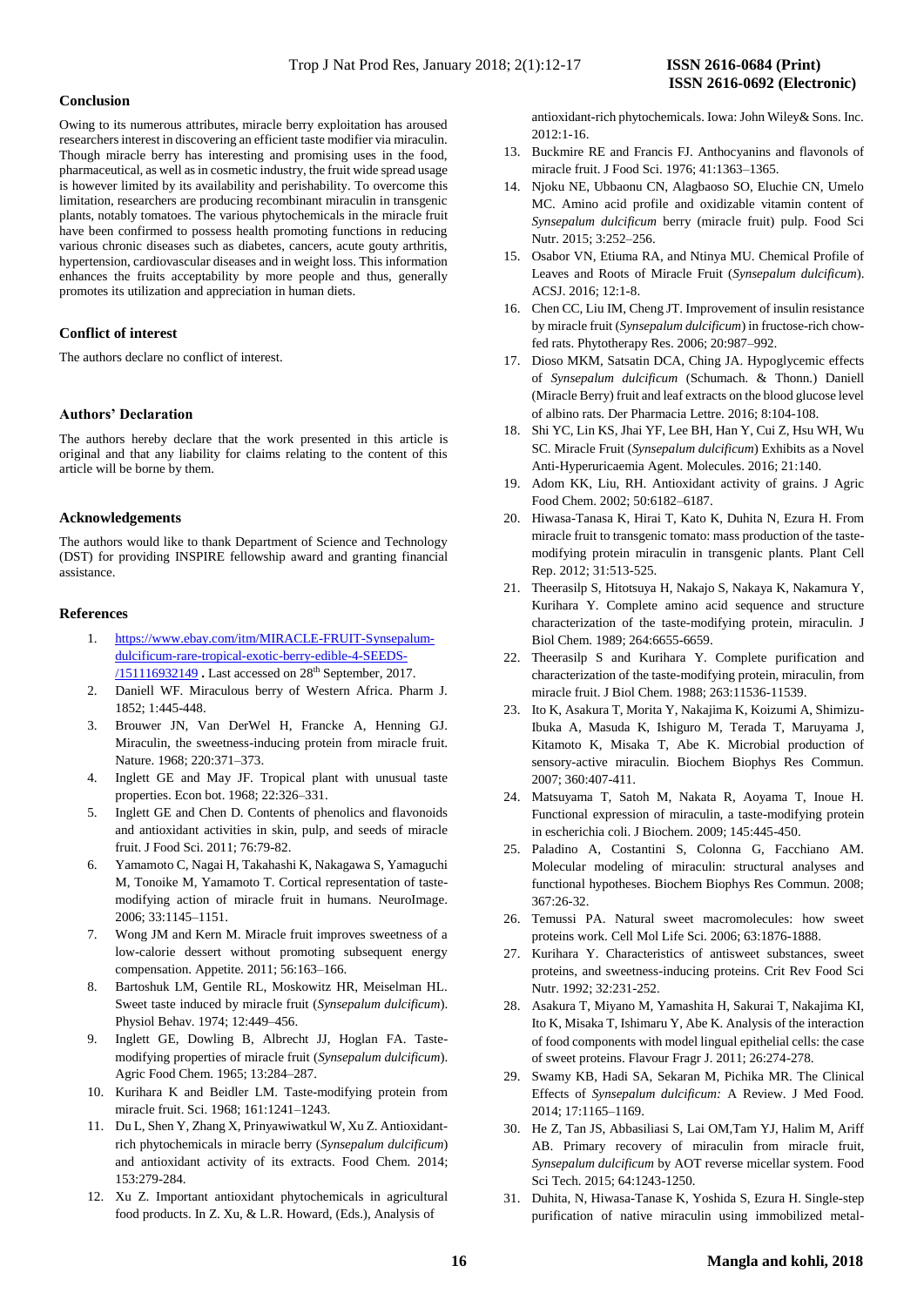## Conclusion

Owing to its numerous attributes, miracle berry exploitation has aroused researchers interest in discovering an efficient taste modifier via miraculin. Though miracle berry has interesting and promising uses in the food, pharmaceutical, as well as in cosmetic industry, the fruit wide spread usage is however limited by its availability and perishability. To overcome this limitation, researchers are producing recombinant miraculin in transgenic plants, notably tomatoes. The various phytochemicals in the miracle fruit have been confirmed to possess health promoting functions in reducing various chronic diseases such as diabetes, cancers, acute gouty arthritis, hypertension, cardiovascular diseases and in weight loss. This information enhances the fruits acceptability by more people and thus, generally promotes its utilization and appreciation in human diets.

## Conflict of interest

The authors declare no conflict of interest.

## Authors' Declaration

The authors hereby declare that the work presented in this article is original and that any liability for claims relating to the content of this article will be borne by them.

## Acknowledgements

The authors would like to thank Department of Science and Technology (DST) for providing INSPIRE fellowship award and granting financial assistance.

## References

1. https://www.ebay.com/itm/MIRACLE-FRUIT-Synsepalum-dulcificum-rare-tropical-exotic-berry-edible-4-SEEDS-/151116932149 **.** Last accessed on 28th September, 2017.
2. Daniell WF. Miraculous berry of Western Africa. Pharm J. 1852; 1:445-448.
3. Brouwer JN, Van DerWel H, Francke A, Henning GJ. Miraculin, the sweetness-inducing protein from miracle fruit. Nature. 1968; 220:371–373.
4. Inglett GE and May JF. Tropical plant with unusual taste properties. Econ bot. 1968; 22:326–331.
5. Inglett GE and Chen D. Contents of phenolics and flavonoids and antioxidant activities in skin, pulp, and seeds of miracle fruit. J Food Sci. 2011; 76:79-82.
6. Yamamoto C, Nagai H, Takahashi K, Nakagawa S, Yamaguchi M, Tonoike M, Yamamoto T. Cortical representation of taste-modifying action of miracle fruit in humans. NeuroImage. 2006; 33:1145–1151.
7. Wong JM and Kern M. Miracle fruit improves sweetness of a low-calorie dessert without promoting subsequent energy compensation. Appetite. 2011; 56:163–166.
8. Bartoshuk LM, Gentile RL, Moskowitz HR, Meiselman HL. Sweet taste induced by miracle fruit (*Synsepalum dulcificum*). Physiol Behav. 1974; 12:449–456.
9. Inglett GE, Dowling B, Albrecht JJ, Hoglan FA. Taste-modifying properties of miracle fruit (*Synsepalum dulcificum*). Agric Food Chem. 1965; 13:284–287.
10. Kurihara K and Beidler LM. Taste-modifying protein from miracle fruit. Sci. 1968; 161:1241–1243.
11. Du L, Shen Y, Zhang X, Prinyawiwatkul W, Xu Z. Antioxidant-rich phytochemicals in miracle berry (*Synsepalum dulcificum*) and antioxidant activity of its extracts. Food Chem. 2014; 153:279-284.
12. Xu Z. Important antioxidant phytochemicals in agricultural food products. In Z. Xu, & L.R. Howard, (Eds.), Analysis of antioxidant-rich phytochemicals. Iowa: John Wiley& Sons. Inc. 2012:1-16.
13. Buckmire RE and Francis FJ. Anthocyanins and flavonols of miracle fruit. J Food Sci. 1976; 41:1363–1365.
14. Njoku NE, Ubbaonu CN, Alagbaoso SO, Eluchie CN, Umelo MC. Amino acid profile and oxidizable vitamin content of *Synsepalum dulcificum* berry (miracle fruit) pulp. Food Sci Nutr. 2015; 3:252–256.
15. Osabor VN, Etiuma RA, and Ntinya MU. Chemical Profile of Leaves and Roots of Miracle Fruit (*Synsepalum dulcificum*). ACSJ. 2016; 12:1-8.
16. Chen CC, Liu IM, Cheng JT. Improvement of insulin resistance by miracle fruit (*Synsepalum dulcificum*) in fructose-rich chow-fed rats. Phytotherapy Res. 2006; 20:987–992.
17. Dioso MKM, Satsatin DCA, Ching JA. Hypoglycemic effects of *Synsepalum dulcificum* (Schumach. & Thonn.) Daniell (Miracle Berry) fruit and leaf extracts on the blood glucose level of albino rats. Der Pharmacia Lettre. 2016; 8:104-108.
18. Shi YC, Lin KS, Jhai YF, Lee BH, Han Y, Cui Z, Hsu WH, Wu SC. Miracle Fruit (*Synsepalum dulcificum*) Exhibits as a Novel Anti-Hyperuricaemia Agent. Molecules. 2016; 21:140.
19. Adom KK, Liu, RH. Antioxidant activity of grains. J Agric Food Chem. 2002; 50:6182–6187.
20. Hiwasa-Tanasa K, Hirai T, Kato K, Duhita N, Ezura H. From miracle fruit to transgenic tomato: mass production of the taste-modifying protein miraculin in transgenic plants. Plant Cell Rep. 2012; 31:513-525.
21. Theerasilp S, Hitotsuya H, Nakajo S, Nakaya K, Nakamura Y, Kurihara Y. Complete amino acid sequence and structure characterization of the taste-modifying protein, miraculin. J Biol Chem. 1989; 264:6655-6659.
22. Theerasilp S and Kurihara Y. Complete purification and characterization of the taste-modifying protein, miraculin, from miracle fruit. J Biol Chem. 1988; 263:11536-11539.
23. Ito K, Asakura T, Morita Y, Nakajima K, Koizumi A, Shimizu-Ibuka A, Masuda K, Ishiguro M, Terada T, Maruyama J, Kitamoto K, Misaka T, Abe K. Microbial production of sensory-active miraculin. Biochem Biophys Res Commun. 2007; 360:407-411.
24. Matsuyama T, Satoh M, Nakata R, Aoyama T, Inoue H. Functional expression of miraculin, a taste-modifying protein in escherichia coli. J Biochem. 2009; 145:445-450.
25. Paladino A, Costantini S, Colonna G, Facchiano AM. Molecular modeling of miraculin: structural analyses and functional hypotheses. Biochem Biophys Res Commun. 2008; 367:26-32.
26. Temussi PA. Natural sweet macromolecules: how sweet proteins work. Cell Mol Life Sci. 2006; 63:1876-1888.
27. Kurihara Y. Characteristics of antisweet substances, sweet proteins, and sweetness-inducing proteins. Crit Rev Food Sci Nutr. 1992; 32:231-252.
28. Asakura T, Miyano M, Yamashita H, Sakurai T, Nakajima KI, Ito K, Misaka T, Ishimaru Y, Abe K. Analysis of the interaction of food components with model lingual epithelial cells: the case of sweet proteins. Flavour Fragr J. 2011; 26:274-278.
29. Swamy KB, Hadi SA, Sekaran M, Pichika MR. The Clinical Effects of *Synsepalum dulcificum:* A Review. J Med Food. 2014; 17:1165–1169.
30. He Z, Tan JS, Abbasiliasi S, Lai OM,Tam YJ, Halim M, Ariff AB. Primary recovery of miraculin from miracle fruit, *Synsepalum dulcificum* by AOT reverse micellar system. Food Sci Tech. 2015; 64:1243-1250.
31. Duhita, N, Hiwasa-Tanase K, Yoshida S, Ezura H. Single-step purification of native miraculin using immobilized metal-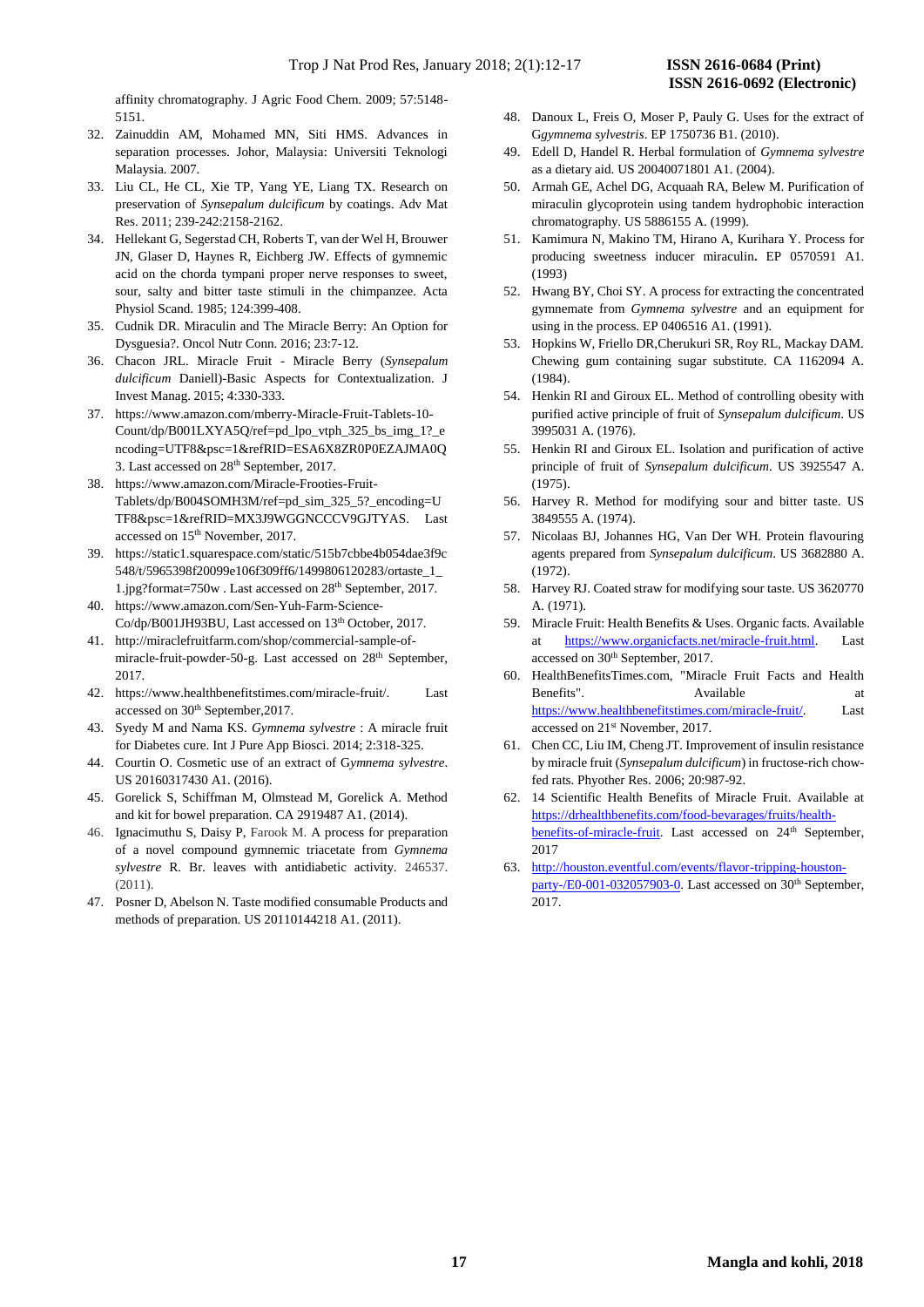affinity chromatography. J Agric Food Chem. 2009; 57:5148-5151.

32. Zainuddin AM, Mohamed MN, Siti HMS. Advances in separation processes. Johor, Malaysia: Universiti Teknologi Malaysia. 2007.
33. Liu CL, He CL, Xie TP, Yang YE, Liang TX. Research on preservation of *Synsepalum dulcificum* by coatings. Adv Mat Res. 2011; 239-242:2158-2162.
34. Hellekant G, Segerstad CH, Roberts T, van der Wel H, Brouwer JN, Glaser D, Haynes R, Eichberg JW. Effects of gymnemic acid on the chorda tympani proper nerve responses to sweet, sour, salty and bitter taste stimuli in the chimpanzee. Acta Physiol Scand. 1985; 124:399-408.
35. Cudnik DR. Miraculin and The Miracle Berry: An Option for Dysguesia?. Oncol Nutr Conn. 2016; 23:7-12.
36. Chacon JRL. Miracle Fruit - Miracle Berry (*Synsepalum dulcificum* Daniell)-Basic Aspects for Contextualization. J Invest Manag. 2015; 4:330-333.
37. https://www.amazon.com/mberry-Miracle-Fruit-Tablets-10-Count/dp/B001LXYA5Q/ref=pd_lpo_vtph_325_bs_img_1?_encoding=UTF8&psc=1&refRID=ESA6X8ZR0P0EZAJMA0Q3. Last accessed on 28th September, 2017.
38. https://www.amazon.com/Miracle-Frooties-Fruit-Tablets/dp/B004SOMH3M/ref=pd_sim_325_5?_encoding=UTF8&psc=1&refRID=MX3J9WGGNCCCV9GJTYAS. Last accessed on 15th November, 2017.
39. https://static1.squarespace.com/static/515b7cbbe4b054dae3f9c548/t/5965398f20099e106f309ff6/1499806120283/ortaste_1_1.jpg?format=750w . Last accessed on 28th September, 2017.
40. https://www.amazon.com/Sen-Yuh-Farm-Science-Co/dp/B001JH93BU, Last accessed on 13th October, 2017.
41. http://miraclefruitfarm.com/shop/commercial-sample-of-miracle-fruit-powder-50-g. Last accessed on 28th September, 2017.
42. https://www.healthbenefitstimes.com/miracle-fruit/. Last accessed on 30th September,2017.
43. Syedy M and Nama KS. *Gymnema sylvestre* : A miracle fruit for Diabetes cure. Int J Pure App Biosci. 2014; 2:318-325.
44. Courtin O. Cosmetic use of an extract of G*ymnema sylvestre*. US 20160317430 A1. (2016).
45. Gorelick S, Schiffman M, Olmstead M, Gorelick A. Method and kit for bowel preparation. CA 2919487 A1. (2014).
46. Ignacimuthu S, Daisy P, Farook M. A process for preparation of a novel compound gymnemic triacetate from *Gymnema sylvestre* R. Br. leaves with antidiabetic activity. 246537. (2011).
47. Posner D, Abelson N. Taste modified consumable Products and methods of preparation. US 20110144218 A1. (2011).
48. Danoux L, Freis O, Moser P, Pauly G. Uses for the extract of G*gymnema sylvestris*. EP 1750736 B1. (2010).
49. Edell D, Handel R. Herbal formulation of *Gymnema sylvestre* as a dietary aid. US 20040071801 A1. (2004).
50. Armah GE, Achel DG, Acquaah RA, Belew M. Purification of miraculin glycoprotein using tandem hydrophobic interaction chromatography. US 5886155 A. (1999).
51. Kamimura N, Makino TM, Hirano A, Kurihara Y. Process for producing sweetness inducer miraculin**.** EP 0570591 A1. (1993)
52. Hwang BY, Choi SY. A process for extracting the concentrated gymnemate from *Gymnema sylvestre* and an equipment for using in the process. EP 0406516 A1. (1991).
53. Hopkins W, Friello DR,Cherukuri SR, Roy RL, Mackay DAM. Chewing gum containing sugar substitute. CA 1162094 A. (1984).
54. Henkin RI and Giroux EL. Method of controlling obesity with purified active principle of fruit of *Synsepalum dulcificum*. US 3995031 A. (1976).
55. Henkin RI and Giroux EL. Isolation and purification of active principle of fruit of *Synsepalum dulcificum*. US 3925547 A. (1975).
56. Harvey R. Method for modifying sour and bitter taste. US 3849555 A. (1974).
57. Nicolaas BJ, Johannes HG, Van Der WH. Protein flavouring agents prepared from *Synsepalum dulcificum*. US 3682880 A. (1972).
58. Harvey RJ. Coated straw for modifying sour taste. US 3620770 A. (1971).
59. Miracle Fruit: Health Benefits & Uses. Organic facts. Available at https://www.organicfacts.net/miracle-fruit.html. Last accessed on 30th September, 2017.
60. HealthBenefitsTimes.com, "Miracle Fruit Facts and Health Benefits". Available at https://www.healthbenefitstimes.com/miracle-fruit/. Last accessed on 21st November, 2017.
61. Chen CC, Liu IM, Cheng JT. Improvement of insulin resistance by miracle fruit (*Synsepalum dulcificum*) in fructose-rich chow-fed rats. Phyother Res. 2006; 20:987-92.
62. 14 Scientific Health Benefits of Miracle Fruit. Available at https://drhealthbenefits.com/food-bevarages/fruits/health-benefits-of-miracle-fruit. Last accessed on 24th September, 2017
63. http://houston.eventful.com/events/flavor-tripping-houston-party-/E0-001-032057903-0. Last accessed on 30th September, 2017.